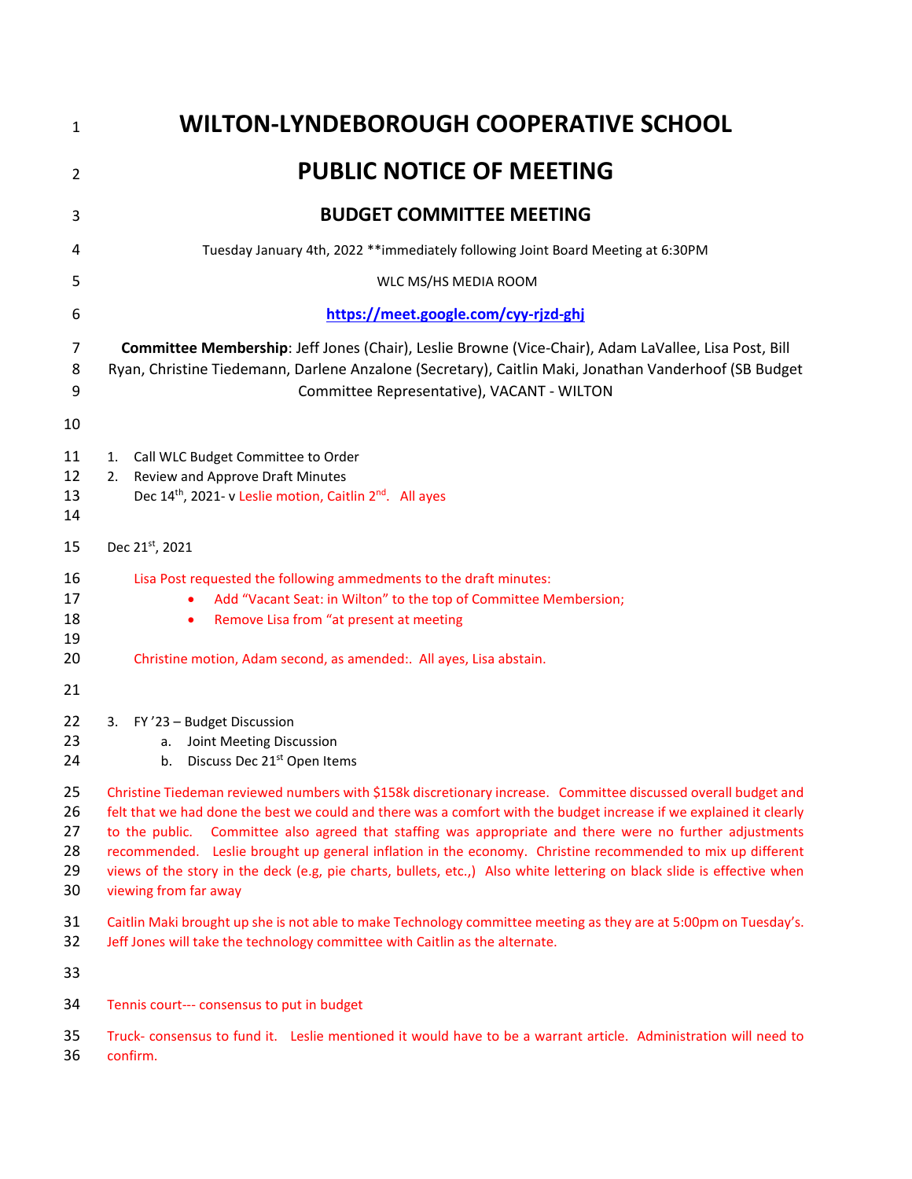# WILTON-LYNDEBOROUGH COOPERATIVE SCHOOL

# PUBLIC NOTICE OF MEETING

## BUDGET COMMITTEE MEETING

Tuesday January 4th, 2022 **immediately following Joint Board Meeting at 6:30PM

WLC MS/HS MEDIA ROOM

**https://meet.google.com/cyy-rjzd-ghj**

**Committee Membership**: Jeff Jones (Chair), Leslie Browne (Vice-Chair), Adam LaVallee, Lisa Post, Bill Ryan, Christine Tiedemann, Darlene Anzalone (Secretary), Caitlin Maki, Jonathan Vanderhoof (SB Budget Committee Representative), VACANT - WILTON

1. Call WLC Budget Committee to Order
2. Review and Approve Draft Minutes
   Dec 14th, 2021- v Leslie motion, Caitlin 2nd. All ayes

Dec 21st, 2021

Lisa Post requested the following ammedments to the draft minutes:

- Add "Vacant Seat: in Wilton" to the top of Committee Membersion;
- Remove Lisa from "at present at meeting

Christine motion, Adam second, as amended:. All ayes, Lisa abstain.

3. FY '23 – Budget Discussion
   a. Joint Meeting Discussion
   b. Discuss Dec 21st Open Items

Christine Tiedeman reviewed numbers with $158k discretionary increase. Committee discussed overall budget and felt that we had done the best we could and there was a comfort with the budget increase if we explained it clearly to the public. Committee also agreed that staffing was appropriate and there were no further adjustments recommended. Leslie brought up general inflation in the economy. Christine recommended to mix up different views of the story in the deck (e.g, pie charts, bullets, etc.,) Also white lettering on black slide is effective when viewing from far away

Caitlin Maki brought up she is not able to make Technology committee meeting as they are at 5:00pm on Tuesday's. Jeff Jones will take the technology committee with Caitlin as the alternate.

Tennis court--- consensus to put in budget

Truck- consensus to fund it. Leslie mentioned it would have to be a warrant article. Administration will need to confirm.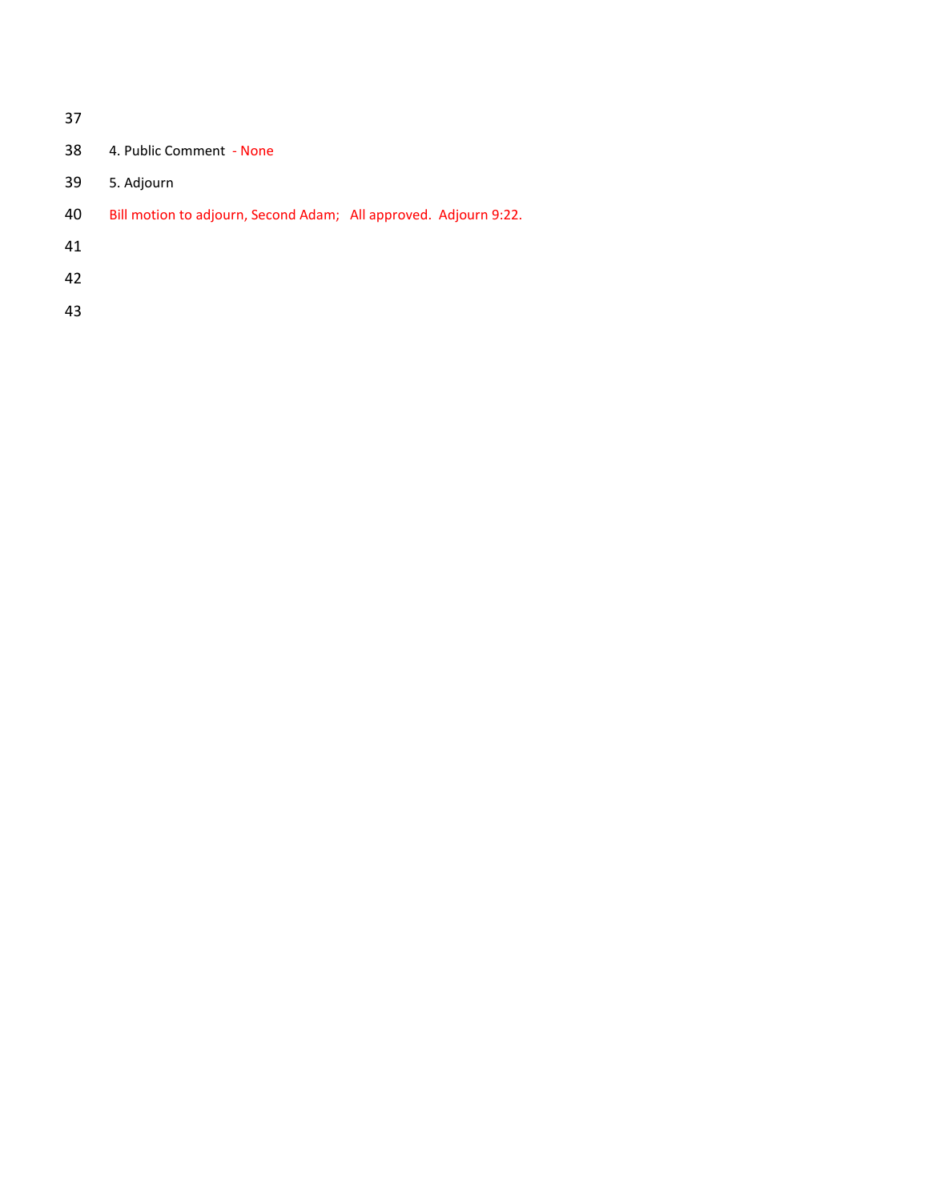4. Public Comment - None

5. Adjourn

Bill motion to adjourn, Second Adam; All approved. Adjourn 9:22.